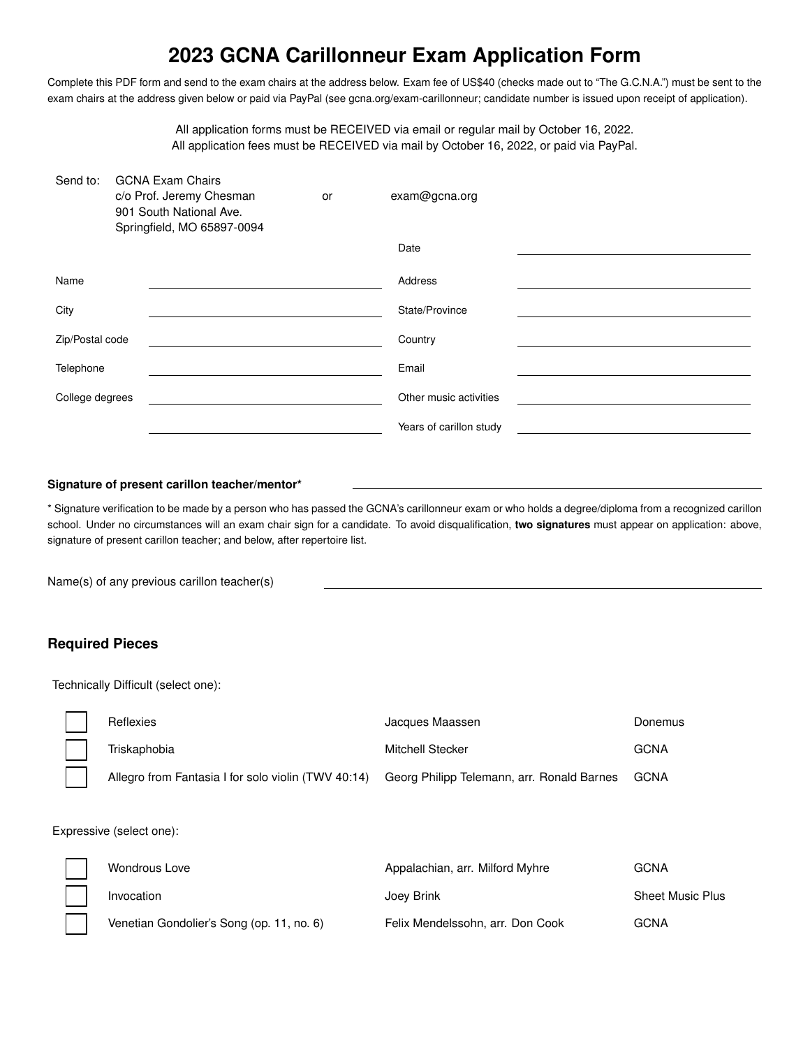# 2023 GCNA Carillonneur Exam Application Form

Complete this PDF form and send to the exam chairs at the address below. Exam fee of US$40 (checks made out to "The G.C.N.A.") must be sent to the exam chairs at the address given below or paid via PayPal (see gcna.org/exam-carillonneur; candidate number is issued upon receipt of application).

All application forms must be RECEIVED via email or regular mail by October 16, 2022.
All application fees must be RECEIVED via mail by October 16, 2022, or paid via PayPal.

Send to: GCNA Exam Chairs
c/o Prof. Jeremy Chesman
901 South National Ave.
Springfield, MO 65897-0094

or

exam@gcna.org

| | | | |
|---|---|---|---|
| | | Date | |
| Name | | Address | |
| City | | State/Province | |
| Zip/Postal code | | Country | |
| Telephone | | Email | |
| College degrees | | Other music activities | |
| | | Years of carillon study | |

**Signature of present carillon teacher/mentor*** ______________________

* Signature verification to be made by a person who has passed the GCNA's carillonneur exam or who holds a degree/diploma from a recognized carillon school. Under no circumstances will an exam chair sign for a candidate. To avoid disqualification, **two signatures** must appear on application: above, signature of present carillon teacher; and below, after repertoire list.

Name(s) of any previous carillon teacher(s) ______________________

## Required Pieces

Technically Difficult (select one):

| | Title | Composer | Publisher |
|---|---|---|---|
| ☐ | Reflexies | Jacques Maassen | Donemus |
| ☐ | Triskaphobia | Mitchell Stecker | GCNA |
| ☐ | Allegro from Fantasia I for solo violin (TWV 40:14) | Georg Philipp Telemann, arr. Ronald Barnes | GCNA |

Expressive (select one):

| | Title | Composer | Publisher |
|---|---|---|---|
| ☐ | Wondrous Love | Appalachian, arr. Milford Myhre | GCNA |
| ☐ | Invocation | Joey Brink | Sheet Music Plus |
| ☐ | Venetian Gondolier's Song (op. 11, no. 6) | Felix Mendelssohn, arr. Don Cook | GCNA |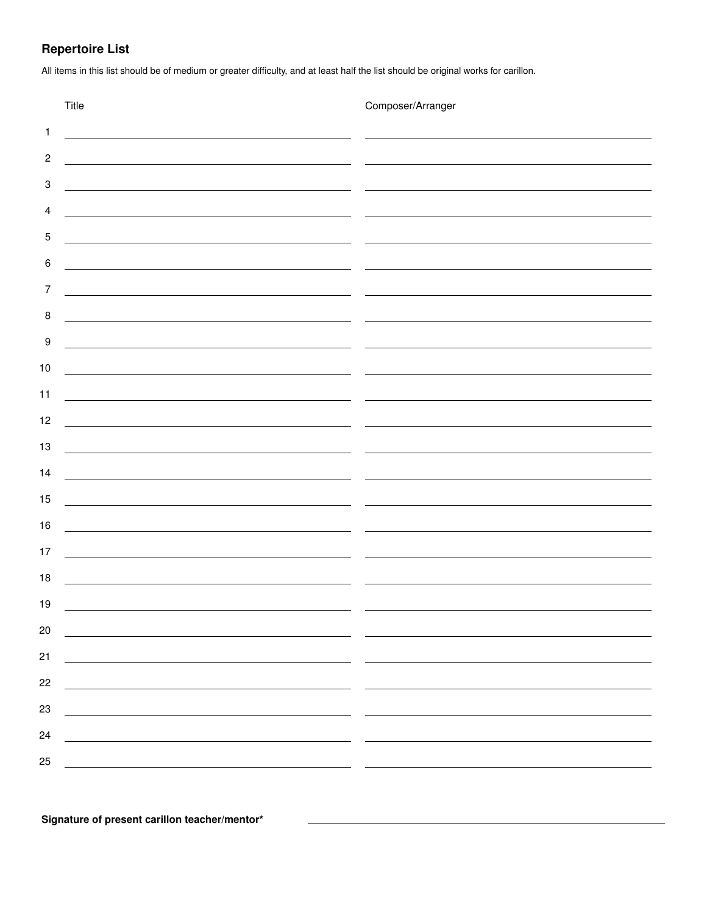## Repertoire List

All items in this list should be of medium or greater difficulty, and at least half the list should be original works for carillon.

| | Title | Composer/Arranger |
|---|---|---|
| 1 | | |
| 2 | | |
| 3 | | |
| 4 | | |
| 5 | | |
| 6 | | |
| 7 | | |
| 8 | | |
| 9 | | |
| 10 | | |
| 11 | | |
| 12 | | |
| 13 | | |
| 14 | | |
| 15 | | |
| 16 | | |
| 17 | | |
| 18 | | |
| 19 | | |
| 20 | | |
| 21 | | |
| 22 | | |
| 23 | | |
| 24 | | |
| 25 | | |

**Signature of present carillon teacher/mentor*** ______________________________